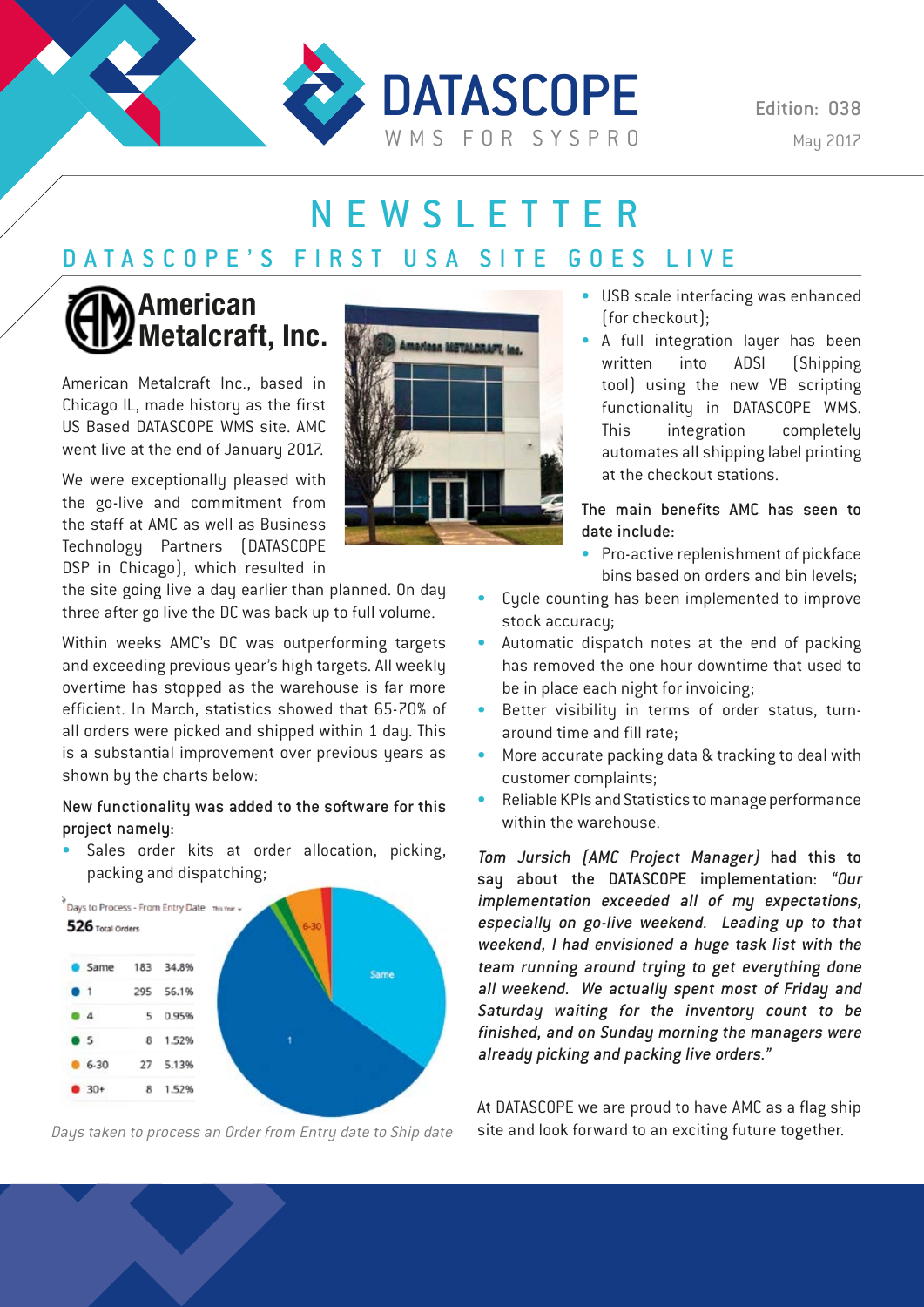# DATASCOPE

WMS FOR SYSPRO

Edition: 038

May 2017

# NEWSLETTER

## DATASCOPE'S FIRST USA SITE GOES LIVE

### American Metalcraft, Inc.

American Metalcraft Inc., based in Chicago IL, made history as the first US Based DATASCOPE WMS site. AMC went live at the end of January 2017.

We were exceptionally pleased with the go-live and commitment from the staff at AMC as well as Business Technology Partners (DATASCOPE DSP in Chicago), which resulted in the site going live a day earlier than planned. On day three after go live the DC was back up to full volume.

Within weeks AMC's DC was outperforming targets and exceeding previous year's high targets. All weekly overtime has stopped as the warehouse is far more efficient. In March, statistics showed that 65-70% of all orders were picked and shipped within 1 day. This is a substantial improvement over previous years as shown by the charts below:

**New functionality was added to the software for this project namely:**

- Sales order kits at order allocation, picking, packing and dispatching;
- USB scale interfacing was enhanced (for checkout);
- A full integration layer has been written into ADSI (Shipping tool) using the new VB scripting functionality in DATASCOPE WMS. This integration completely automates all shipping label printing at the checkout stations.

Days to Process - From Entry Date

526 Total Orders

| | | |
|---|---|---|
| Same | 183 | 34.8% |
| 1 | 295 | 56.1% |
| 4 | 5 | 0.95% |
| 5 | 8 | 1.52% |
| 6-30 | 27 | 5.13% |
| 30+ | 8 | 1.52% |

*Days taken to process an Order from Entry date to Ship date*

**The main benefits AMC has seen to date include:**

- Pro-active replenishment of pickface bins based on orders and bin levels;
- Cycle counting has been implemented to improve stock accuracy;
- Automatic dispatch notes at the end of packing has removed the one hour downtime that used to be in place each night for invoicing;
- Better visibility in terms of order status, turn-around time and fill rate;
- More accurate packing data & tracking to deal with customer complaints;
- Reliable KPIs and Statistics to manage performance within the warehouse.

*Tom Jursich (AMC Project Manager)* had this to say about the DATASCOPE implementation: *"Our implementation exceeded all of my expectations, especially on go-live weekend. Leading up to that weekend, I had envisioned a huge task list with the team running around trying to get everything done all weekend. We actually spent most of Friday and Saturday waiting for the inventory count to be finished, and on Sunday morning the managers were already picking and packing live orders."*

At DATASCOPE we are proud to have AMC as a flag ship site and look forward to an exciting future together.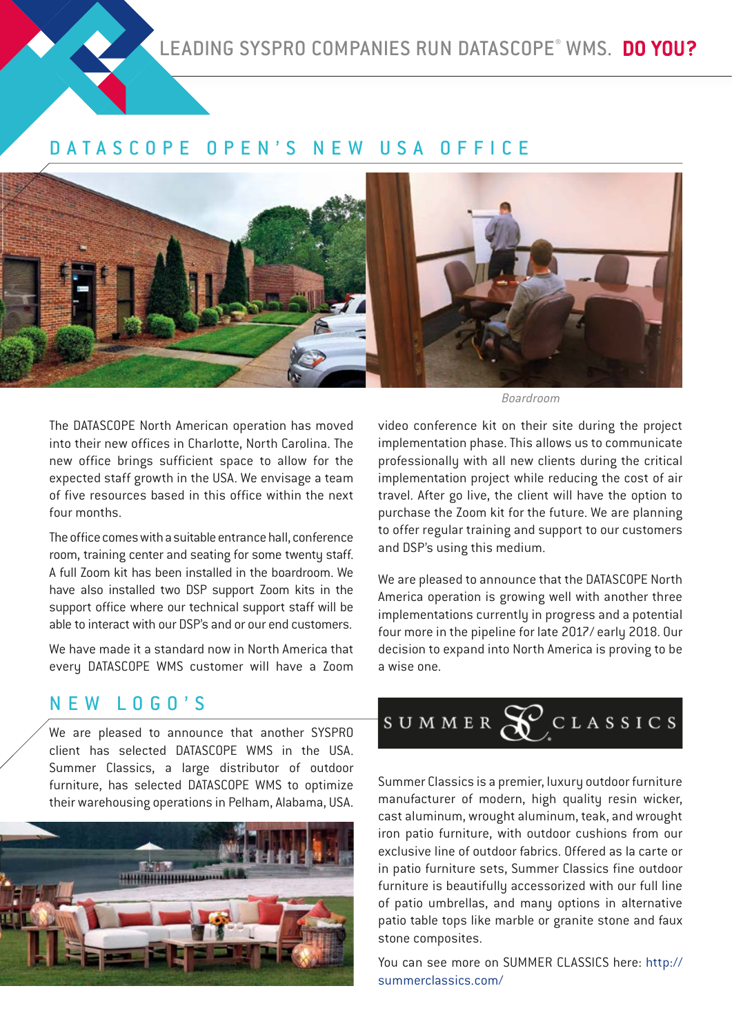LEADING SYSPRO COMPANIES RUN DATASCOPE® WMS. **DO YOU?**

## DATASCOPE OPEN'S NEW USA OFFICE

*Boardroom*

The DATASCOPE North American operation has moved into their new offices in Charlotte, North Carolina. The new office brings sufficient space to allow for the expected staff growth in the USA. We envisage a team of five resources based in this office within the next four months.

The office comes with a suitable entrance hall, conference room, training center and seating for some twenty staff. A full Zoom kit has been installed in the boardroom. We have also installed two DSP support Zoom kits in the support office where our technical support staff will be able to interact with our DSP's and or our end customers.

We have made it a standard now in North America that every DATASCOPE WMS customer will have a Zoom video conference kit on their site during the project implementation phase. This allows us to communicate professionally with all new clients during the critical implementation project while reducing the cost of air travel. After go live, the client will have the option to purchase the Zoom kit for the future. We are planning to offer regular training and support to our customers and DSP's using this medium.

We are pleased to announce that the DATASCOPE North America operation is growing well with another three implementations currently in progress and a potential four more in the pipeline for late 2017/ early 2018. Our decision to expand into North America is proving to be a wise one.

## NEW LOGO'S

We are pleased to announce that another SYSPRO client has selected DATASCOPE WMS in the USA. Summer Classics, a large distributor of outdoor furniture, has selected DATASCOPE WMS to optimize their warehousing operations in Pelham, Alabama, USA.

SUMMER CLASSICS

Summer Classics is a premier, luxury outdoor furniture manufacturer of modern, high quality resin wicker, cast aluminum, wrought aluminum, teak, and wrought iron patio furniture, with outdoor cushions from our exclusive line of outdoor fabrics. Offered as la carte or in patio furniture sets, Summer Classics fine outdoor furniture is beautifully accessorized with our full line of patio umbrellas, and many options in alternative patio table tops like marble or granite stone and faux stone composites.

You can see more on SUMMER CLASSICS here: http://summerclassics.com/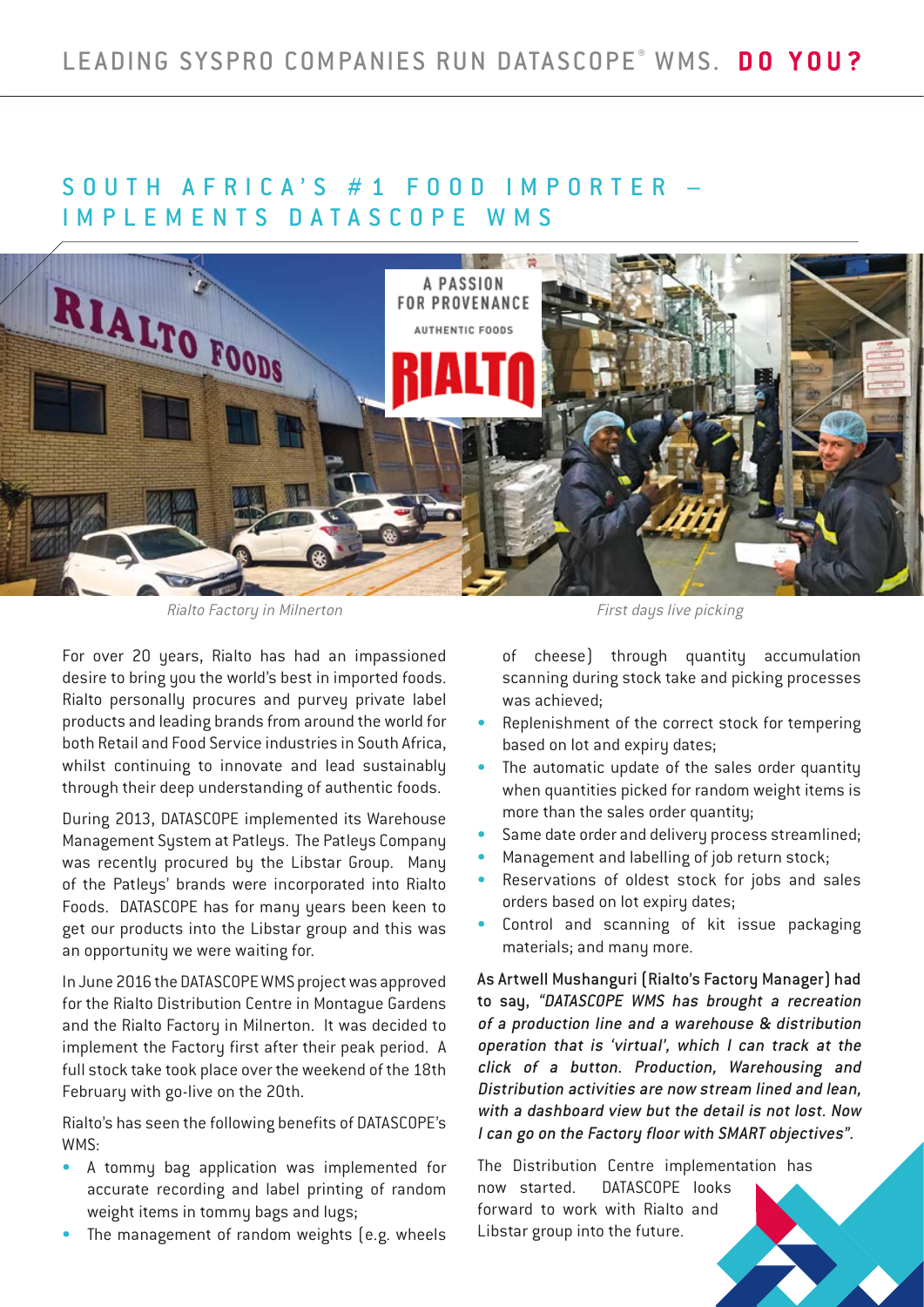# SOUTH AFRICA'S #1 FOOD IMPORTER – IMPLEMENTS DATASCOPE WMS

Rialto Factory in Milnerton

First days live picking

For over 20 years, Rialto has had an impassioned desire to bring you the world's best in imported foods. Rialto personally procures and purvey private label products and leading brands from around the world for both Retail and Food Service industries in South Africa, whilst continuing to innovate and lead sustainably through their deep understanding of authentic foods.

During 2013, DATASCOPE implemented its Warehouse Management System at Patleys. The Patleys Company was recently procured by the Libstar Group. Many of the Patleys' brands were incorporated into Rialto Foods. DATASCOPE has for many years been keen to get our products into the Libstar group and this was an opportunity we were waiting for.

In June 2016 the DATASCOPE WMS project was approved for the Rialto Distribution Centre in Montague Gardens and the Rialto Factory in Milnerton. It was decided to implement the Factory first after their peak period. A full stock take took place over the weekend of the 18th February with go-live on the 20th.

Rialto's has seen the following benefits of DATASCOPE's WMS:

- A tommy bag application was implemented for accurate recording and label printing of random weight items in tommy bags and lugs;
- The management of random weights (e.g. wheels of cheese) through quantity accumulation scanning during stock take and picking processes was achieved;
- Replenishment of the correct stock for tempering based on lot and expiry dates;
- The automatic update of the sales order quantity when quantities picked for random weight items is more than the sales order quantity;
- Same date order and delivery process streamlined;
- Management and labelling of job return stock;
- Reservations of oldest stock for jobs and sales orders based on lot expiry dates;
- Control and scanning of kit issue packaging materials; and many more.

**As Artwell Mushanguri (Rialto's Factory Manager) had to say,** *"DATASCOPE WMS has brought a recreation of a production line and a warehouse & distribution operation that is 'virtual', which I can track at the click of a button. Production, Warehousing and Distribution activities are now stream lined and lean, with a dashboard view but the detail is not lost. Now I can go on the Factory floor with SMART objectives".*

The Distribution Centre implementation has now started. DATASCOPE looks forward to work with Rialto and Libstar group into the future.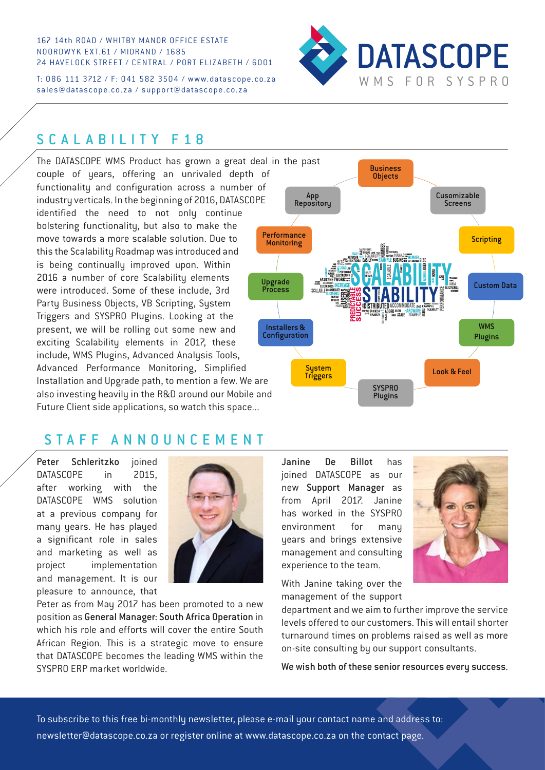167 14th ROAD / WHITBY MANOR OFFICE ESTATE
NOORDWYK EXT.61 / MIDRAND / 1685
24 HAVELOCK STREET / CENTRAL / PORT ELIZABETH / 6001

T: 086 111 3712 / F: 041 582 3504 / www.datascope.co.za
sales@datascope.co.za / support@datascope.co.za

DATASCOPE
WMS FOR SYSPRO

## SCALABILITY F18

The DATASCOPE WMS Product has grown a great deal in the past couple of years, offering an unrivaled depth of functionality and configuration across a number of industry verticals. In the beginning of 2016, DATASCOPE identified the need to not only continue bolstering functionality, but also to make the move towards a more scalable solution. Due to this the Scalability Roadmap was introduced and is being continually improved upon. Within 2016 a number of core Scalability elements were introduced. Some of these include, 3rd Party Business Objects, VB Scripting, System Triggers and SYSPRO Plugins. Looking at the present, we will be rolling out some new and exciting Scalability elements in 2017, these include, WMS Plugins, Advanced Analysis Tools, Advanced Performance Monitoring, Simplified Installation and Upgrade path, to mention a few. We are also investing heavily in the R&D around our Mobile and Future Client side applications, so watch this space...

Business Objects
Cusomizable Screens
Scripting
Custom Data
WMS Plugins
Look & Feel
SYSPRO Plugins
System Triggers
Installers & Configuration
Upgrade Process
Performance Monitoring
App Repository
SCALABILITY
STABILITY

## STAFF ANNOUNCEMENT

**Peter Schleritzko** joined DATASCOPE in 2015, after working with the DATASCOPE WMS solution at a previous company for many years. He has played a significant role in sales and marketing as well as project implementation and management. It is our pleasure to announce, that Peter as from May 2017 has been promoted to a new position as **General Manager: South Africa Operation** in which his role and efforts will cover the entire South African Region. This is a strategic move to ensure that DATASCOPE becomes the leading WMS within the SYSPRO ERP market worldwide.

**Janine De Billot** has joined DATASCOPE as our new **Support Manager** as from April 2017. Janine has worked in the SYSPRO environment for many years and brings extensive management and consulting experience to the team.

With Janine taking over the management of the support department and we aim to further improve the service levels offered to our customers. This will entail shorter turnaround times on problems raised as well as more on-site consulting by our support consultants.

**We wish both of these senior resources every success.**

To subscribe to this free bi-monthly newsletter, please e-mail your contact name and address to: newsletter@datascope.co.za or register online at www.datascope.co.za on the contact page.